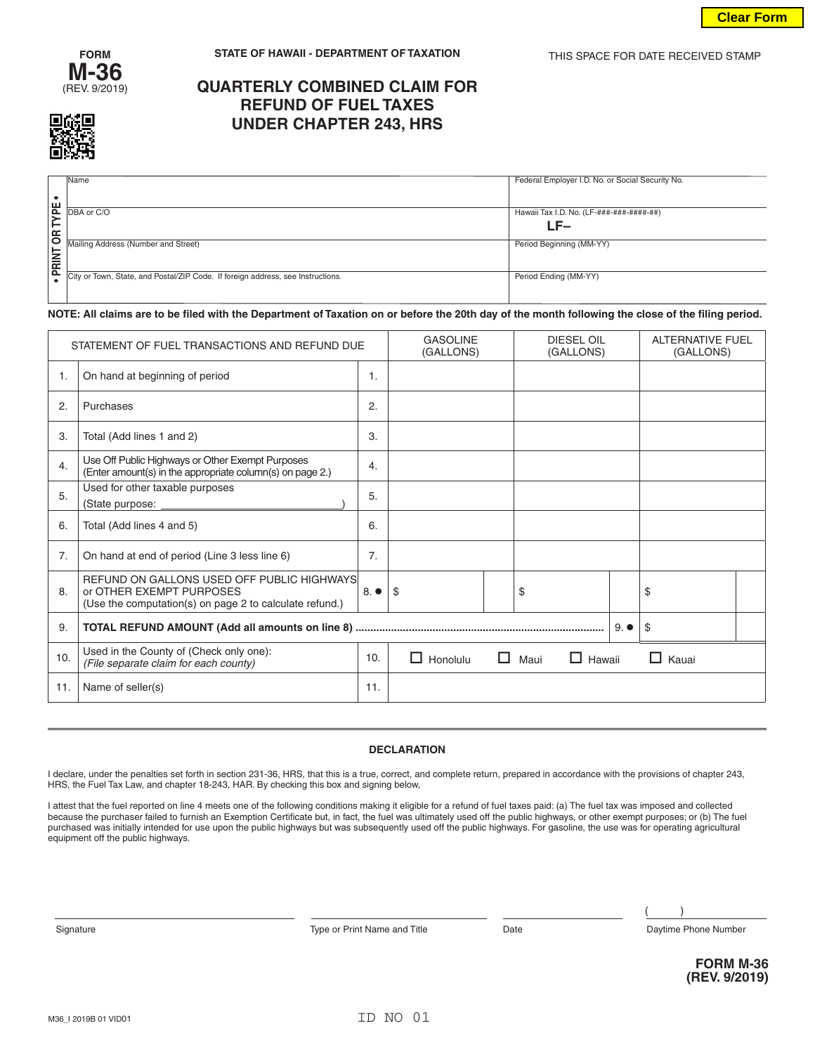Clear Form

**FORM M-36**
(REV. 9/2019)

STATE OF HAWAII - DEPARTMENT OF TAXATION

THIS SPACE FOR DATE RECEIVED STAMP

# QUARTERLY COMBINED CLAIM FOR REFUND OF FUEL TAXES UNDER CHAPTER 243, HRS

• PRINT OR TYPE •

| | |
|---|---|
| Name | Federal Employer I.D. No. or Social Security No. |
| DBA or C/O | Hawaii Tax I.D. No. (LF-###-###-####-##) LF– |
| Mailing Address (Number and Street) | Period Beginning (MM-YY) |
| City or Town, State, and Postal/ZIP Code. If foreign address, see Instructions. | Period Ending (MM-YY) |

**NOTE: All claims are to be filed with the Department of Taxation on or before the 20th day of the month following the close of the filing period.**

| | STATEMENT OF FUEL TRANSACTIONS AND REFUND DUE | | GASOLINE (GALLONS) | DIESEL OIL (GALLONS) | ALTERNATIVE FUEL (GALLONS) |
|---|---|---|---|---|---|
| 1. | On hand at beginning of period | 1. | | | |
| 2. | Purchases | 2. | | | |
| 3. | Total (Add lines 1 and 2) | 3. | | | |
| 4. | Use Off Public Highways or Other Exempt Purposes (Enter amount(s) in the appropriate column(s) on page 2.) | 4. | | | |
| 5. | Used for other taxable purposes (State purpose: ______________________________) | 5. | | | |
| 6. | Total (Add lines 4 and 5) | 6. | | | |
| 7. | On hand at end of period (Line 3 less line 6) | 7. | | | |
| 8. | REFUND ON GALLONS USED OFF PUBLIC HIGHWAYS or OTHER EXEMPT PURPOSES (Use the computation(s) on page 2 to calculate refund.) | 8. ● | $ | $ | $ |
| 9. | **TOTAL REFUND AMOUNT (Add all amounts on line 8)** ........ | 9. ● | | | $ |
| 10. | Used in the County of (Check only one): *(File separate claim for each county)* | 10. | ☐ Honolulu ☐ Maui | ☐ Hawaii | ☐ Kauai |
| 11. | Name of seller(s) | 11. | | | |

### DECLARATION

I declare, under the penalties set forth in section 231-36, HRS, that this is a true, correct, and complete return, prepared in accordance with the provisions of chapter 243, HRS, the Fuel Tax Law, and chapter 18-243, HAR. By checking this box and signing below,

I attest that the fuel reported on line 4 meets one of the following conditions making it eligible for a refund of fuel taxes paid: (a) The fuel tax was imposed and collected because the purchaser failed to furnish an Exemption Certificate but, in fact, the fuel was ultimately used off the public highways, or other exempt purposes; or (b) The fuel purchased was initially intended for use upon the public highways but was subsequently used off the public highways. For gasoline, the use was for operating agricultural equipment off the public highways.

| Signature | Type or Print Name and Title | Date | ( ) Daytime Phone Number |
|---|---|---|---|

**FORM M-36 (REV. 9/2019)**

M36_I 2019B 01 VID01

ID NO 01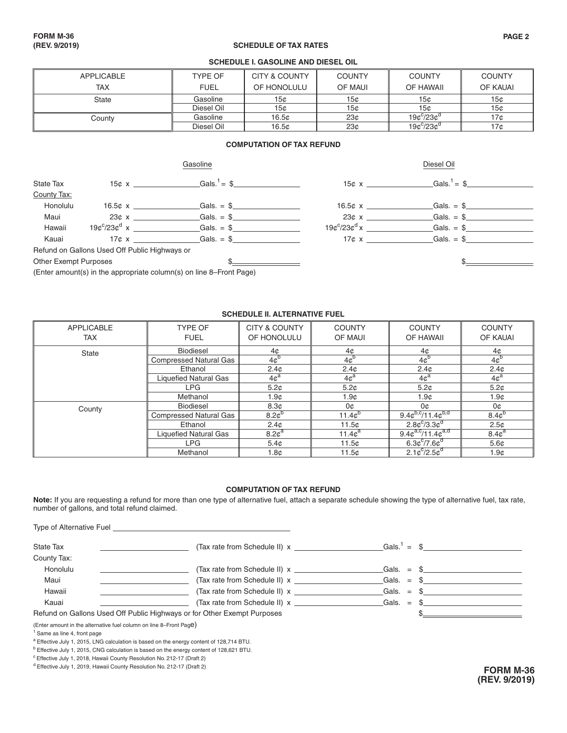## SCHEDULE OF TAX RATES

### SCHEDULE I. GASOLINE AND DIESEL OIL

| APPLICABLE TAX | TYPE OF FUEL | CITY & COUNTY OF HONOLULU | COUNTY OF MAUI | COUNTY OF HAWAII | COUNTY OF KAUAI |
|---|---|---|---|---|---|
| State | Gasoline | 15¢ | 15¢ | 15¢ | 15¢ |
| | Diesel Oil | 15¢ | 15¢ | 15¢ | 15¢ |
| County | Gasoline | 16.5¢ | 23¢ | 19¢[c]/23¢[d] | 17¢ |
| | Diesel Oil | 16.5¢ | 23¢ | 19¢[c]/23¢[d] | 17¢ |

#### COMPUTATION OF TAX REFUND

| | Gasoline | Diesel Oil |
|---|---|---|
| State Tax | 15¢ x ______ Gals.[1] = $______ | 15¢ x ______ Gals.[1] = $______ |
| County Tax: | | |
| Honolulu | 16.5¢ x ______ Gals. = $______ | 16.5¢ x ______ Gals. = $______ |
| Maui | 23¢ x ______ Gals. = $______ | 23¢ x ______ Gals. = $______ |
| Hawaii | 19¢[c]/23¢[d] x ______ Gals. = $______ | 19¢[c]/23¢[d] x ______ Gals. = $______ |
| Kauai | 17¢ x ______ Gals. = $______ | 17¢ x ______ Gals. = $______ |
| Refund on Gallons Used Off Public Highways or Other Exempt Purposes | $______ | $______ |

(Enter amount(s) in the appropriate column(s) on line 8–Front Page)

### SCHEDULE II. ALTERNATIVE FUEL

| APPLICABLE TAX | TYPE OF FUEL | CITY & COUNTY OF HONOLULU | COUNTY OF MAUI | COUNTY OF HAWAII | COUNTY OF KAUAI |
|---|---|---|---|---|---|
| State | Biodiesel | 4¢ | 4¢ | 4¢ | 4¢ |
| | Compressed Natural Gas | 4¢[b] | 4¢[b] | 4¢[b] | 4¢[b] |
| | Ethanol | 2.4¢ | 2.4¢ | 2.4¢ | 2.4¢ |
| | Liquefied Natural Gas | 4¢[a] | 4¢[a] | 4¢[a] | 4¢[a] |
| | LPG | 5.2¢ | 5.2¢ | 5.2¢ | 5.2¢ |
| | Methanol | 1.9¢ | 1.9¢ | 1.9¢ | 1.9¢ |
| County | Biodiesel | 8.3¢ | 0¢ | 0¢ | 0¢ |
| | Compressed Natural Gas | 8.2¢[b] | 11.4¢[b] | 9.4¢[b,c]/11.4¢[b,d] | 8.4¢[b] |
| | Ethanol | 2.4¢ | 11.5¢ | 2.8¢[c]/3.3¢[d] | 2.5¢ |
| | Liquefied Natural Gas | 8.2¢[a] | 11.4¢[a] | 9.4¢[a,c]/11.4¢[a,d] | 8.4¢[a] |
| | LPG | 5.4¢ | 11.5¢ | 6.3¢[c]/7.6¢[d] | 5.6¢ |
| | Methanol | 1.8¢ | 11.5¢ | 2.1¢[c]/2.5¢[d] | 1.9¢ |

#### COMPUTATION OF TAX REFUND

**Note:** If you are requesting a refund for more than one type of alternative fuel, attach a separate schedule showing the type of alternative fuel, tax rate, number of gallons, and total refund claimed.

Type of Alternative Fuel ______________________

State Tax ______ (Tax rate from Schedule II) x ______ Gals.[1] = $______

County Tax:

- Honolulu ______ (Tax rate from Schedule II) x ______ Gals. = $______
- Maui ______ (Tax rate from Schedule II) x ______ Gals. = $______
- Hawaii ______ (Tax rate from Schedule II) x ______ Gals. = $______
- Kauai ______ (Tax rate from Schedule II) x ______ Gals. = $______

Refund on Gallons Used Off Public Highways or for Other Exempt Purposes $______

(Enter amount in the alternative fuel column on line 8–Front Page)

[1] Same as line 4, front page

[a] Effective July 1, 2015, LNG calculation is based on the energy content of 128,714 BTU.

[b] Effective July 1, 2015, CNG calculation is based on the energy content of 128,621 BTU.

[c] Effective July 1, 2018, Hawaii County Resolution No. 212-17 (Draft 2)

[d] Effective July 1, 2019, Hawaii County Resolution No. 212-17 (Draft 2)